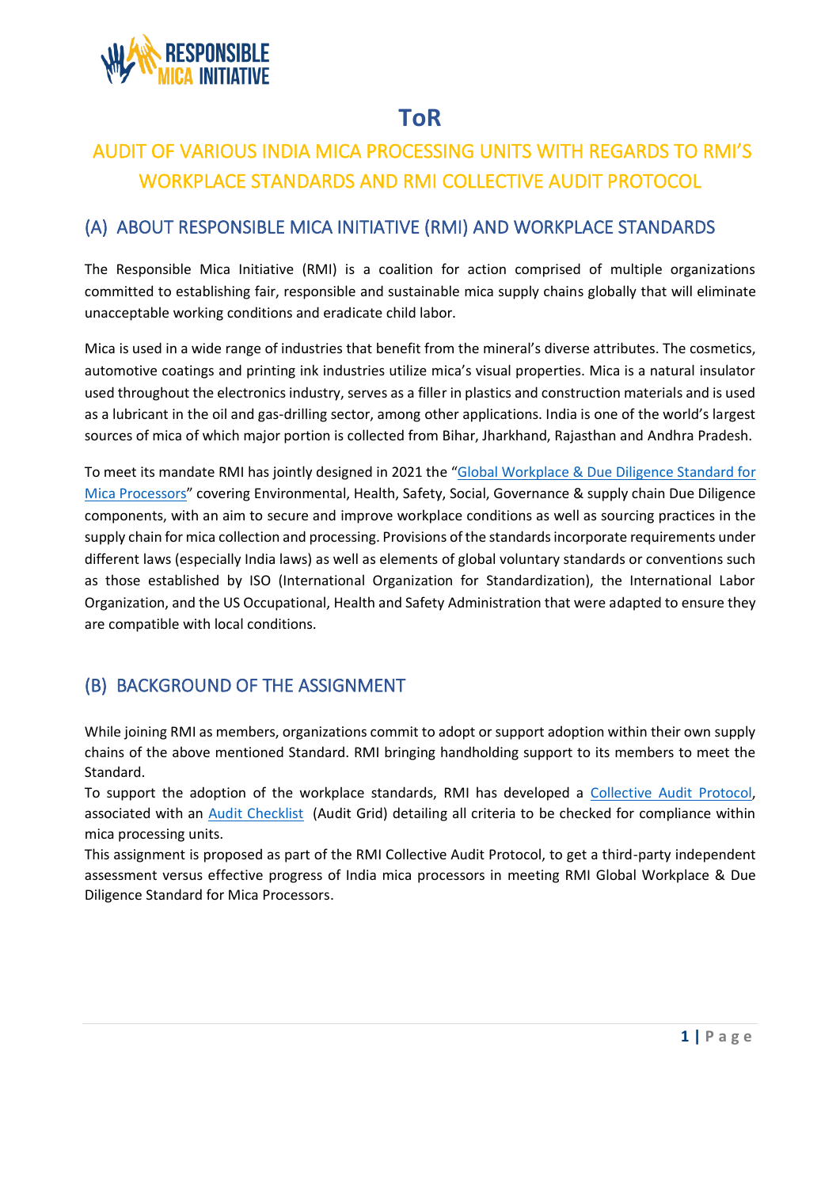# ToR

## AUDIT OF VARIOUS INDIA MICA PROCESSING UNITS WITH REGARDS TO RMI'S WORKPLACE STANDARDS AND RMI COLLECTIVE AUDIT PROTOCOL

## (A) ABOUT RESPONSIBLE MICA INITIATIVE (RMI) AND WORKPLACE STANDARDS

The Responsible Mica Initiative (RMI) is a coalition for action comprised of multiple organizations committed to establishing fair, responsible and sustainable mica supply chains globally that will eliminate unacceptable working conditions and eradicate child labor.

Mica is used in a wide range of industries that benefit from the mineral's diverse attributes. The cosmetics, automotive coatings and printing ink industries utilize mica's visual properties. Mica is a natural insulator used throughout the electronics industry, serves as a filler in plastics and construction materials and is used as a lubricant in the oil and gas-drilling sector, among other applications. India is one of the world's largest sources of mica of which major portion is collected from Bihar, Jharkhand, Rajasthan and Andhra Pradesh.

To meet its mandate RMI has jointly designed in 2021 the "Global Workplace & Due Diligence Standard for Mica Processors" covering Environmental, Health, Safety, Social, Governance & supply chain Due Diligence components, with an aim to secure and improve workplace conditions as well as sourcing practices in the supply chain for mica collection and processing. Provisions of the standards incorporate requirements under different laws (especially India laws) as well as elements of global voluntary standards or conventions such as those established by ISO (International Organization for Standardization), the International Labor Organization, and the US Occupational, Health and Safety Administration that were adapted to ensure they are compatible with local conditions.

## (B) BACKGROUND OF THE ASSIGNMENT

While joining RMI as members, organizations commit to adopt or support adoption within their own supply chains of the above mentioned Standard. RMI bringing handholding support to its members to meet the Standard.
To support the adoption of the workplace standards, RMI has developed a Collective Audit Protocol, associated with an Audit Checklist (Audit Grid) detailing all criteria to be checked for compliance within mica processing units.
This assignment is proposed as part of the RMI Collective Audit Protocol, to get a third-party independent assessment versus effective progress of India mica processors in meeting RMI Global Workplace & Due Diligence Standard for Mica Processors.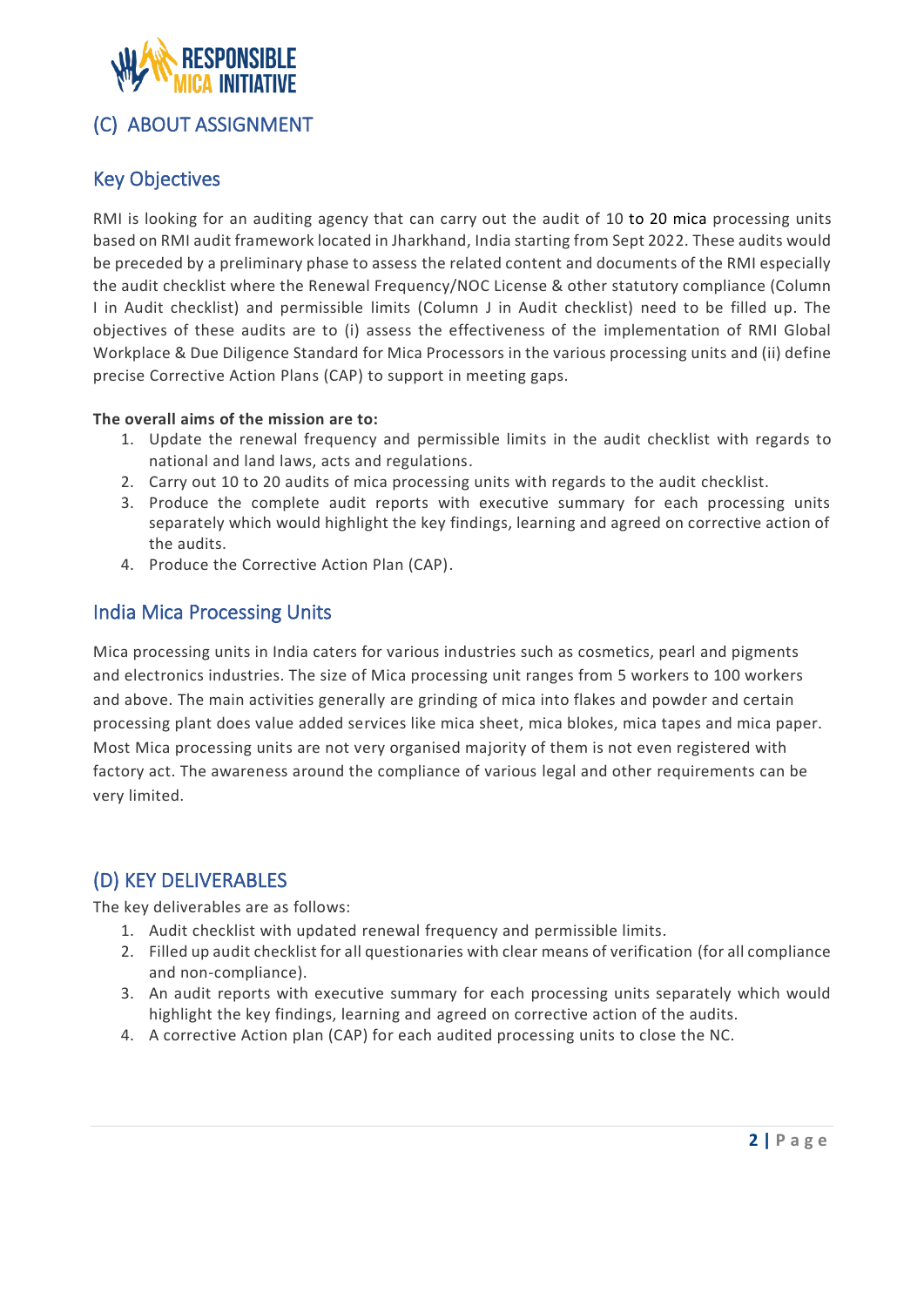## (C) ABOUT ASSIGNMENT

### Key Objectives

RMI is looking for an auditing agency that can carry out the audit of 10 to 20 mica processing units based on RMI audit framework located in Jharkhand, India starting from Sept 2022. These audits would be preceded by a preliminary phase to assess the related content and documents of the RMI especially the audit checklist where the Renewal Frequency/NOC License & other statutory compliance (Column I in Audit checklist) and permissible limits (Column J in Audit checklist) need to be filled up. The objectives of these audits are to (i) assess the effectiveness of the implementation of RMI Global Workplace & Due Diligence Standard for Mica Processors in the various processing units and (ii) define precise Corrective Action Plans (CAP) to support in meeting gaps.

**The overall aims of the mission are to:**

1. Update the renewal frequency and permissible limits in the audit checklist with regards to national and land laws, acts and regulations.
2. Carry out 10 to 20 audits of mica processing units with regards to the audit checklist.
3. Produce the complete audit reports with executive summary for each processing units separately which would highlight the key findings, learning and agreed on corrective action of the audits.
4. Produce the Corrective Action Plan (CAP).

### India Mica Processing Units

Mica processing units in India caters for various industries such as cosmetics, pearl and pigments and electronics industries. The size of Mica processing unit ranges from 5 workers to 100 workers and above. The main activities generally are grinding of mica into flakes and powder and certain processing plant does value added services like mica sheet, mica blokes, mica tapes and mica paper. Most Mica processing units are not very organised majority of them is not even registered with factory act. The awareness around the compliance of various legal and other requirements can be very limited.

## (D) KEY DELIVERABLES

The key deliverables are as follows:

1. Audit checklist with updated renewal frequency and permissible limits.
2. Filled up audit checklist for all questionaries with clear means of verification (for all compliance and non-compliance).
3. An audit reports with executive summary for each processing units separately which would highlight the key findings, learning and agreed on corrective action of the audits.
4. A corrective Action plan (CAP) for each audited processing units to close the NC.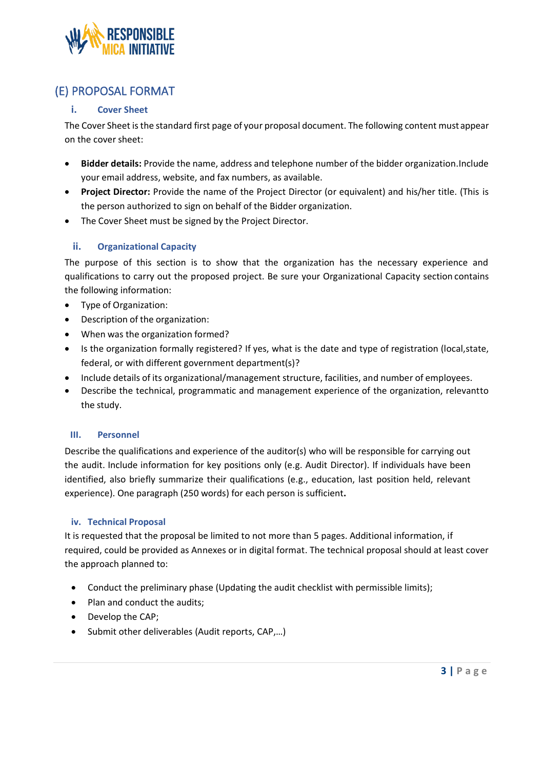## (E) PROPOSAL FORMAT

### i. Cover Sheet

The Cover Sheet is the standard first page of your proposal document. The following content must appear on the cover sheet:

- **Bidder details:** Provide the name, address and telephone number of the bidder organization.Include your email address, website, and fax numbers, as available.
- **Project Director:** Provide the name of the Project Director (or equivalent) and his/her title. (This is the person authorized to sign on behalf of the Bidder organization.
- The Cover Sheet must be signed by the Project Director.

### ii. Organizational Capacity

The purpose of this section is to show that the organization has the necessary experience and qualifications to carry out the proposed project. Be sure your Organizational Capacity section contains the following information:

- Type of Organization:
- Description of the organization:
- When was the organization formed?
- Is the organization formally registered? If yes, what is the date and type of registration (local,state, federal, or with different government department(s)?
- Include details of its organizational/management structure, facilities, and number of employees.
- Describe the technical, programmatic and management experience of the organization, relevantto the study.

### III. Personnel

Describe the qualifications and experience of the auditor(s) who will be responsible for carrying out the audit. Include information for key positions only (e.g. Audit Director). If individuals have been identified, also briefly summarize their qualifications (e.g., education, last position held, relevant experience). One paragraph (250 words) for each person is sufficient**.**

### iv. Technical Proposal

It is requested that the proposal be limited to not more than 5 pages. Additional information, if required, could be provided as Annexes or in digital format. The technical proposal should at least cover the approach planned to:

- Conduct the preliminary phase (Updating the audit checklist with permissible limits);
- Plan and conduct the audits;
- Develop the CAP;
- Submit other deliverables (Audit reports, CAP,…)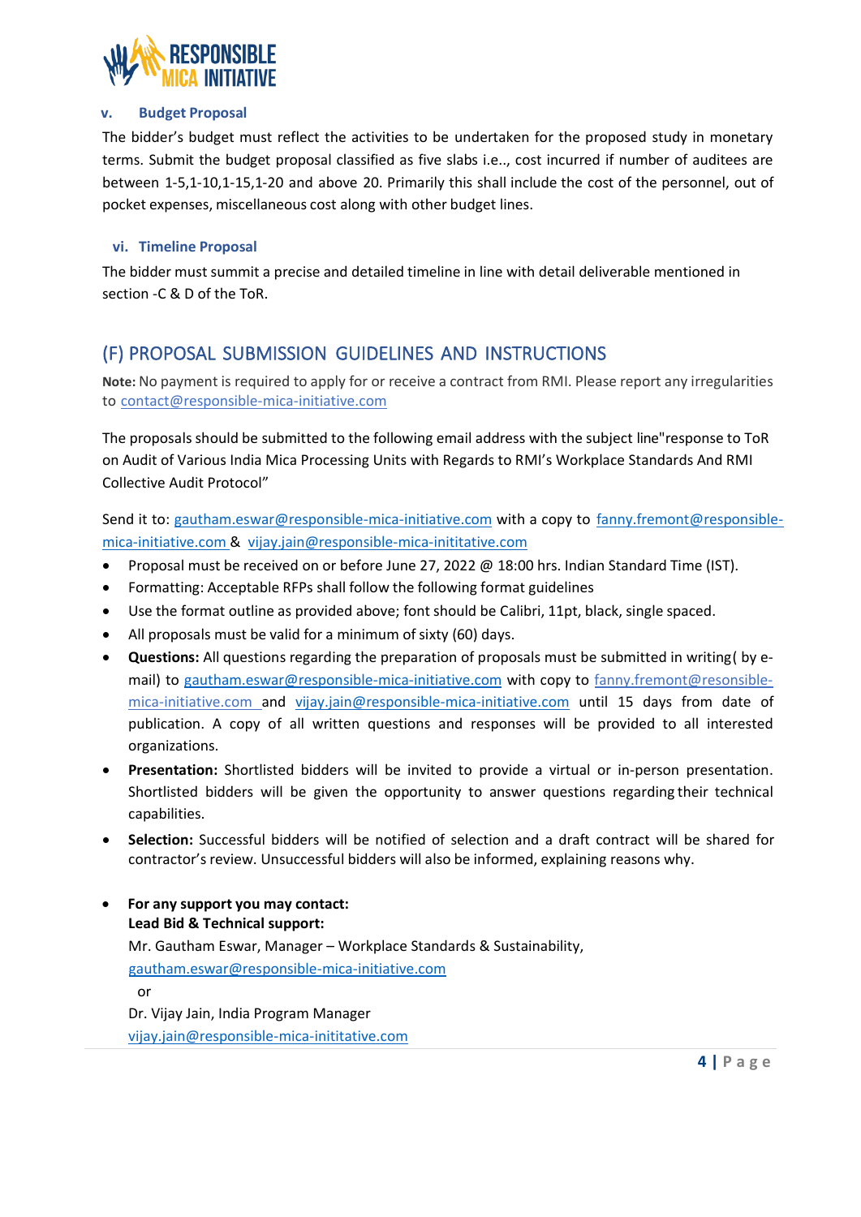### v. Budget Proposal

The bidder's budget must reflect the activities to be undertaken for the proposed study in monetary terms. Submit the budget proposal classified as five slabs i.e.., cost incurred if number of auditees are between 1-5,1-10,1-15,1-20 and above 20. Primarily this shall include the cost of the personnel, out of pocket expenses, miscellaneous cost along with other budget lines.

### vi. Timeline Proposal

The bidder must summit a precise and detailed timeline in line with detail deliverable mentioned in section -C & D of the ToR.

## (F) PROPOSAL SUBMISSION GUIDELINES AND INSTRUCTIONS

**Note:** No payment is required to apply for or receive a contract from RMI. Please report any irregularities to contact@responsible-mica-initiative.com

The proposals should be submitted to the following email address with the subject line"response to ToR on Audit of Various India Mica Processing Units with Regards to RMI's Workplace Standards And RMI Collective Audit Protocol"

Send it to: gautham.eswar@responsible-mica-initiative.com with a copy to fanny.fremont@responsible-mica-initiative.com & vijay.jain@responsible-mica-inititative.com

- Proposal must be received on or before June 27, 2022 @ 18:00 hrs. Indian Standard Time (IST).
- Formatting: Acceptable RFPs shall follow the following format guidelines
- Use the format outline as provided above; font should be Calibri, 11pt, black, single spaced.
- All proposals must be valid for a minimum of sixty (60) days.
- **Questions:** All questions regarding the preparation of proposals must be submitted in writing( by e-mail) to gautham.eswar@responsible-mica-initiative.com with copy to fanny.fremont@resonsible-mica-initiative.com and vijay.jain@responsible-mica-initiative.com until 15 days from date of publication. A copy of all written questions and responses will be provided to all interested organizations.
- **Presentation:** Shortlisted bidders will be invited to provide a virtual or in-person presentation. Shortlisted bidders will be given the opportunity to answer questions regarding their technical capabilities.
- **Selection:** Successful bidders will be notified of selection and a draft contract will be shared for contractor's review. Unsuccessful bidders will also be informed, explaining reasons why.
- **For any support you may contact:**
  **Lead Bid & Technical support:**
  Mr. Gautham Eswar, Manager – Workplace Standards & Sustainability,
  gautham.eswar@responsible-mica-initiative.com
  or
  Dr. Vijay Jain, India Program Manager
  vijay.jain@responsible-mica-inititative.com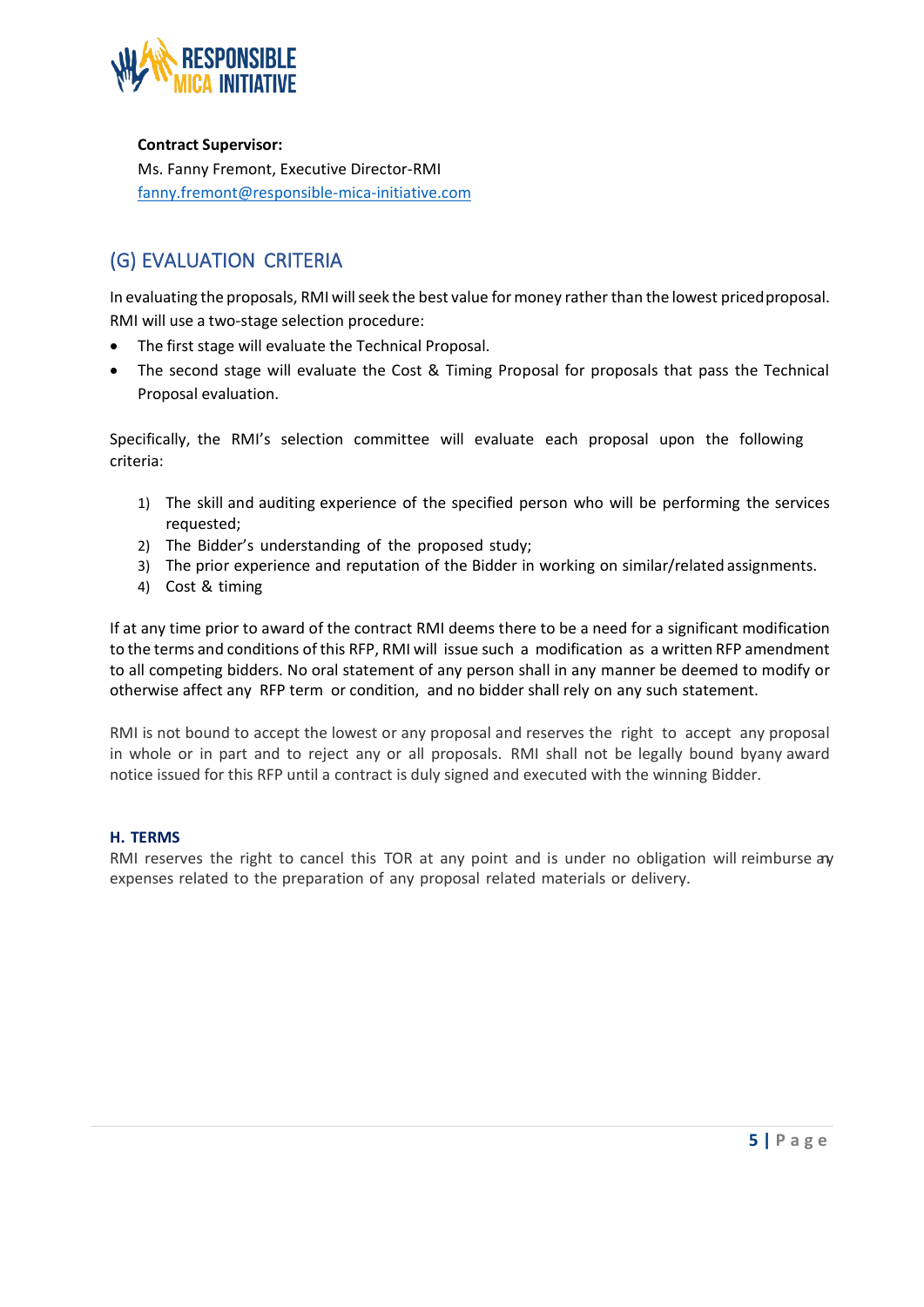**Contract Supervisor:**
Ms. Fanny Fremont, Executive Director-RMI
fanny.fremont@responsible-mica-initiative.com

## (G) EVALUATION CRITERIA

In evaluating the proposals, RMI will seek the best value for money rather than the lowest priced proposal. RMI will use a two-stage selection procedure:

- The first stage will evaluate the Technical Proposal.
- The second stage will evaluate the Cost & Timing Proposal for proposals that pass the Technical Proposal evaluation.

Specifically, the RMI's selection committee will evaluate each proposal upon the following criteria:

1) The skill and auditing experience of the specified person who will be performing the services requested;
2) The Bidder's understanding of the proposed study;
3) The prior experience and reputation of the Bidder in working on similar/related assignments.
4) Cost & timing

If at any time prior to award of the contract RMI deems there to be a need for a significant modification to the terms and conditions of this RFP, RMI will issue such a modification as a written RFP amendment to all competing bidders. No oral statement of any person shall in any manner be deemed to modify or otherwise affect any RFP term or condition, and no bidder shall rely on any such statement.

RMI is not bound to accept the lowest or any proposal and reserves the right to accept any proposal in whole or in part and to reject any or all proposals. RMI shall not be legally bound byany award notice issued for this RFP until a contract is duly signed and executed with the winning Bidder.

**H. TERMS**

RMI reserves the right to cancel this TOR at any point and is under no obligation will reimburse any expenses related to the preparation of any proposal related materials or delivery.